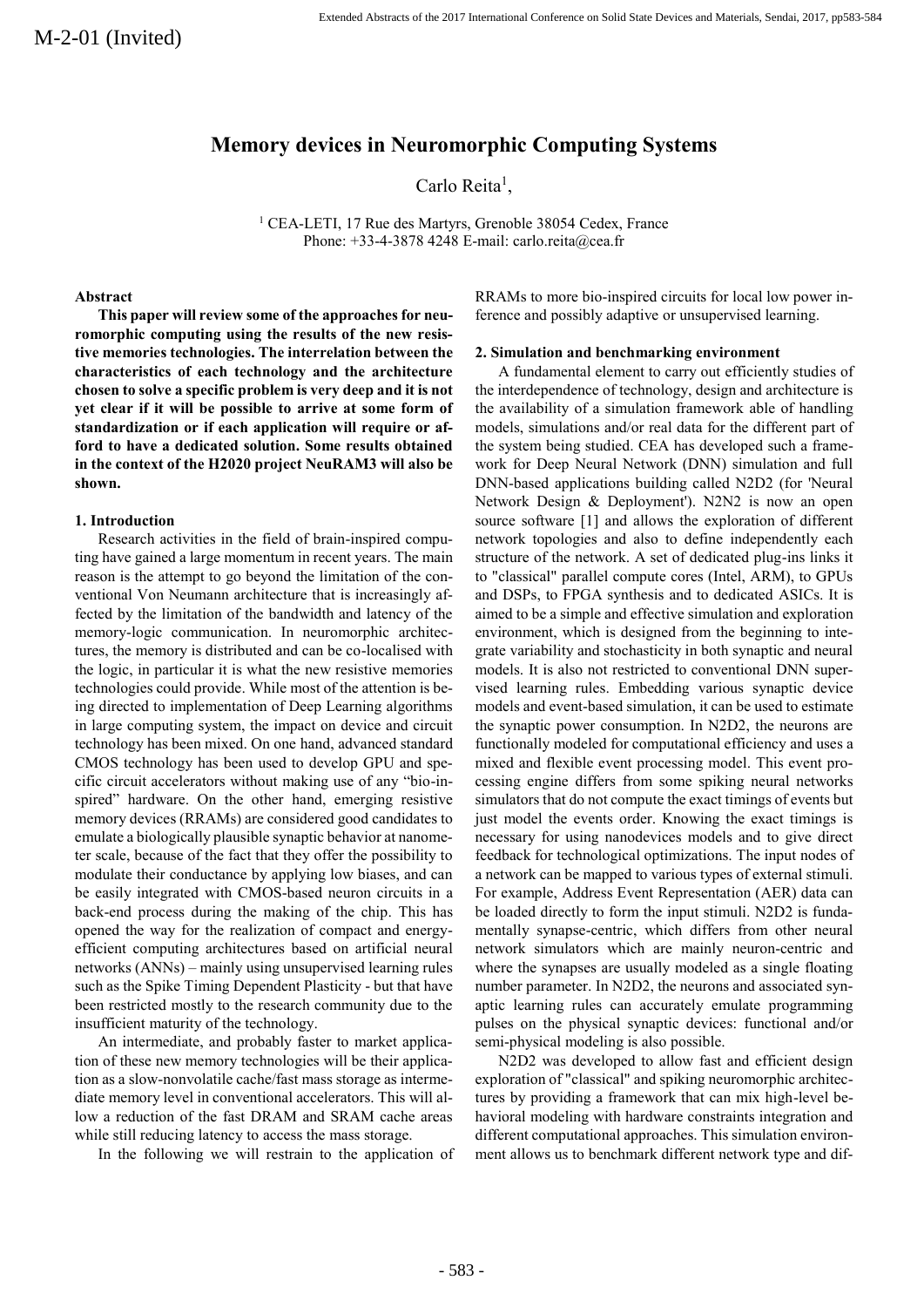M-2-01 (Invited)

# Memory devices in Neuromorphic Computing Systems

Carlo Reita[1],

[1] CEA-LETI, 17 Rue des Martyrs, Grenoble 38054 Cedex, France
Phone: +33-4-3878 4248 E-mail: carlo.reita@cea.fr

### Abstract

**This paper will review some of the approaches for neuromorphic computing using the results of the new resistive memories technologies. The interrelation between the characteristics of each technology and the architecture chosen to solve a specific problem is very deep and it is not yet clear if it will be possible to arrive at some form of standardization or if each application will require or afford to have a dedicated solution. Some results obtained in the context of the H2020 project NeuRAM3 will also be shown.**

### 1. Introduction

Research activities in the field of brain-inspired computing have gained a large momentum in recent years. The main reason is the attempt to go beyond the limitation of the conventional Von Neumann architecture that is increasingly affected by the limitation of the bandwidth and latency of the memory-logic communication. In neuromorphic architectures, the memory is distributed and can be co-localised with the logic, in particular it is what the new resistive memories technologies could provide. While most of the attention is being directed to implementation of Deep Learning algorithms in large computing system, the impact on device and circuit technology has been mixed. On one hand, advanced standard CMOS technology has been used to develop GPU and specific circuit accelerators without making use of any "bio-inspired" hardware. On the other hand, emerging resistive memory devices (RRAMs) are considered good candidates to emulate a biologically plausible synaptic behavior at nanometer scale, because of the fact that they offer the possibility to modulate their conductance by applying low biases, and can be easily integrated with CMOS-based neuron circuits in a back-end process during the making of the chip. This has opened the way for the realization of compact and energy-efficient computing architectures based on artificial neural networks (ANNs) – mainly using unsupervised learning rules such as the Spike Timing Dependent Plasticity - but that have been restricted mostly to the research community due to the insufficient maturity of the technology.

An intermediate, and probably faster to market application of these new memory technologies will be their application as a slow-nonvolatile cache/fast mass storage as intermediate memory level in conventional accelerators. This will allow a reduction of the fast DRAM and SRAM cache areas while still reducing latency to access the mass storage.

In the following we will restrain to the application of RRAMs to more bio-inspired circuits for local low power inference and possibly adaptive or unsupervised learning.

### 2. Simulation and benchmarking environment

A fundamental element to carry out efficiently studies of the interdependence of technology, design and architecture is the availability of a simulation framework able of handling models, simulations and/or real data for the different part of the system being studied. CEA has developed such a framework for Deep Neural Network (DNN) simulation and full DNN-based applications building called N2D2 (for 'Neural Network Design & Deployment'). N2N2 is now an open source software [1] and allows the exploration of different network topologies and also to define independently each structure of the network. A set of dedicated plug-ins links it to "classical" parallel compute cores (Intel, ARM), to GPUs and DSPs, to FPGA synthesis and to dedicated ASICs. It is aimed to be a simple and effective simulation and exploration environment, which is designed from the beginning to integrate variability and stochasticity in both synaptic and neural models. It is also not restricted to conventional DNN supervised learning rules. Embedding various synaptic device models and event-based simulation, it can be used to estimate the synaptic power consumption. In N2D2, the neurons are functionally modeled for computational efficiency and uses a mixed and flexible event processing model. This event processing engine differs from some spiking neural networks simulators that do not compute the exact timings of events but just model the events order. Knowing the exact timings is necessary for using nanodevices models and to give direct feedback for technological optimizations. The input nodes of a network can be mapped to various types of external stimuli. For example, Address Event Representation (AER) data can be loaded directly to form the input stimuli. N2D2 is fundamentally synapse-centric, which differs from other neural network simulators which are mainly neuron-centric and where the synapses are usually modeled as a single floating number parameter. In N2D2, the neurons and associated synaptic learning rules can accurately emulate programming pulses on the physical synaptic devices: functional and/or semi-physical modeling is also possible.

N2D2 was developed to allow fast and efficient design exploration of "classical" and spiking neuromorphic architectures by providing a framework that can mix high-level behavioral modeling with hardware constraints integration and different computational approaches. This simulation environment allows us to benchmark different network type and dif-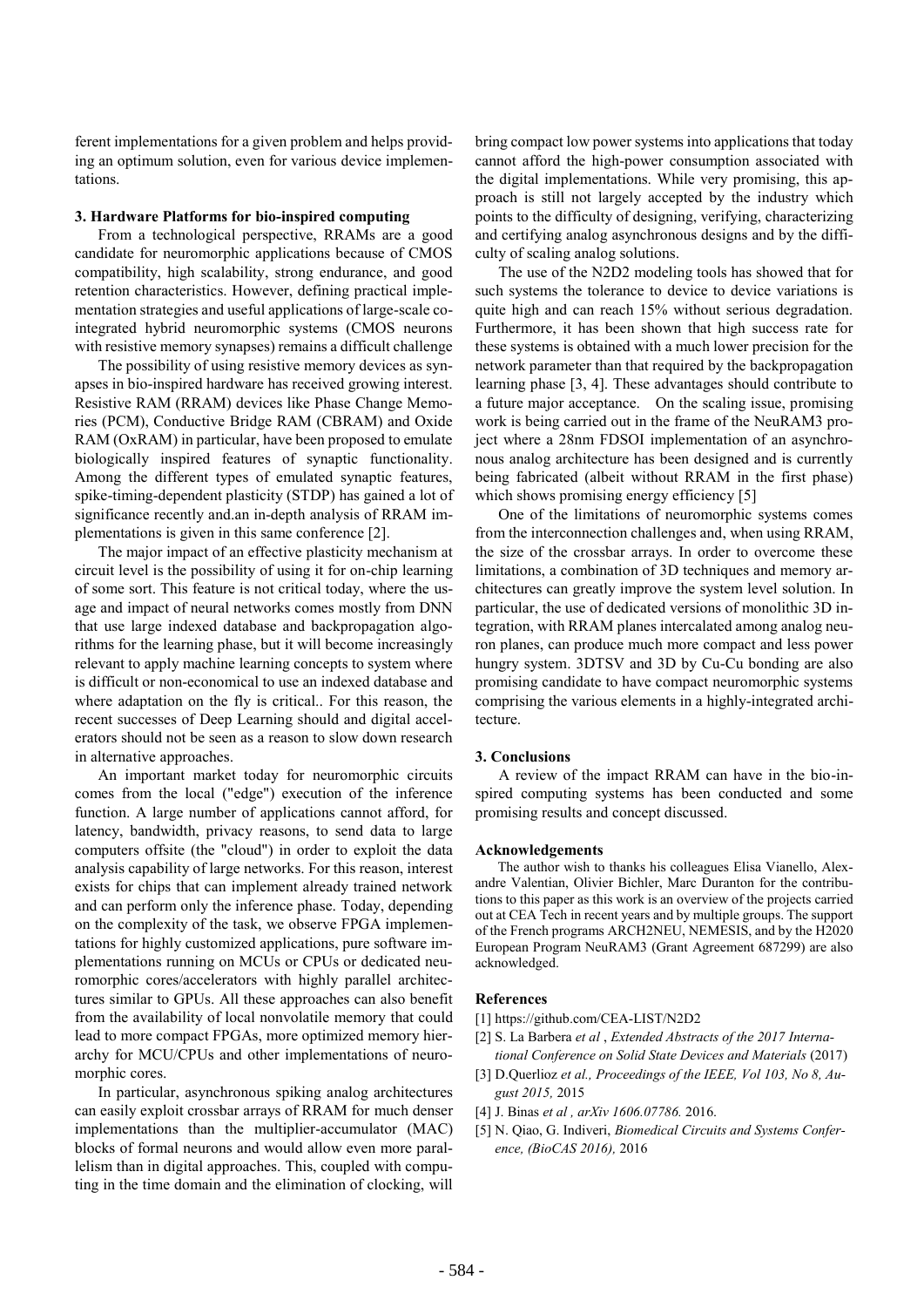ferent implementations for a given problem and helps providing an optimum solution, even for various device implementations.

### 3. Hardware Platforms for bio-inspired computing

From a technological perspective, RRAMs are a good candidate for neuromorphic applications because of CMOS compatibility, high scalability, strong endurance, and good retention characteristics. However, defining practical implementation strategies and useful applications of large-scale co-integrated hybrid neuromorphic systems (CMOS neurons with resistive memory synapses) remains a difficult challenge

The possibility of using resistive memory devices as synapses in bio-inspired hardware has received growing interest. Resistive RAM (RRAM) devices like Phase Change Memories (PCM), Conductive Bridge RAM (CBRAM) and Oxide RAM (OxRAM) in particular, have been proposed to emulate biologically inspired features of synaptic functionality. Among the different types of emulated synaptic features, spike-timing-dependent plasticity (STDP) has gained a lot of significance recently and.an in-depth analysis of RRAM implementations is given in this same conference [2].

The major impact of an effective plasticity mechanism at circuit level is the possibility of using it for on-chip learning of some sort. This feature is not critical today, where the usage and impact of neural networks comes mostly from DNN that use large indexed database and backpropagation algorithms for the learning phase, but it will become increasingly relevant to apply machine learning concepts to system where is difficult or non-economical to use an indexed database and where adaptation on the fly is critical.. For this reason, the recent successes of Deep Learning should and digital accelerators should not be seen as a reason to slow down research in alternative approaches.

An important market today for neuromorphic circuits comes from the local ("edge") execution of the inference function. A large number of applications cannot afford, for latency, bandwidth, privacy reasons, to send data to large computers offsite (the "cloud") in order to exploit the data analysis capability of large networks. For this reason, interest exists for chips that can implement already trained network and can perform only the inference phase. Today, depending on the complexity of the task, we observe FPGA implementations for highly customized applications, pure software implementations running on MCUs or CPUs or dedicated neuromorphic cores/accelerators with highly parallel architectures similar to GPUs. All these approaches can also benefit from the availability of local nonvolatile memory that could lead to more compact FPGAs, more optimized memory hierarchy for MCU/CPUs and other implementations of neuromorphic cores.

In particular, asynchronous spiking analog architectures can easily exploit crossbar arrays of RRAM for much denser implementations than the multiplier-accumulator (MAC) blocks of formal neurons and would allow even more parallelism than in digital approaches. This, coupled with computing in the time domain and the elimination of clocking, will bring compact low power systems into applications that today cannot afford the high-power consumption associated with the digital implementations. While very promising, this approach is still not largely accepted by the industry which points to the difficulty of designing, verifying, characterizing and certifying analog asynchronous designs and by the difficulty of scaling analog solutions.

The use of the N2D2 modeling tools has showed that for such systems the tolerance to device to device variations is quite high and can reach 15% without serious degradation. Furthermore, it has been shown that high success rate for these systems is obtained with a much lower precision for the network parameter than that required by the backpropagation learning phase [3, 4]. These advantages should contribute to a future major acceptance. On the scaling issue, promising work is being carried out in the frame of the NeuRAM3 project where a 28nm FDSOI implementation of an asynchronous analog architecture has been designed and is currently being fabricated (albeit without RRAM in the first phase) which shows promising energy efficiency [5]

One of the limitations of neuromorphic systems comes from the interconnection challenges and, when using RRAM, the size of the crossbar arrays. In order to overcome these limitations, a combination of 3D techniques and memory architectures can greatly improve the system level solution. In particular, the use of dedicated versions of monolithic 3D integration, with RRAM planes intercalated among analog neuron planes, can produce much more compact and less power hungry system. 3DTSV and 3D by Cu-Cu bonding are also promising candidate to have compact neuromorphic systems comprising the various elements in a highly-integrated architecture.

### 3. Conclusions

A review of the impact RRAM can have in the bio-inspired computing systems has been conducted and some promising results and concept discussed.

### Acknowledgements

The author wish to thanks his colleagues Elisa Vianello, Alexandre Valentian, Olivier Bichler, Marc Duranton for the contributions to this paper as this work is an overview of the projects carried out at CEA Tech in recent years and by multiple groups. The support of the French programs ARCH2NEU, NEMESIS, and by the H2020 European Program NeuRAM3 (Grant Agreement 687299) are also acknowledged.

### References

[1] https://github.com/CEA-LIST/N2D2

[2] S. La Barbera *et al* , *Extended Abstracts of the 2017 International Conference on Solid State Devices and Materials* (2017)

[3] D.Querlioz *et al., Proceedings of the IEEE, Vol 103, No 8, August 2015,* 2015

[4] J. Binas *et al , arXiv 1606.07786.* 2016.

[5] N. Qiao, G. Indiveri, *Biomedical Circuits and Systems Conference, (BioCAS 2016),* 2016